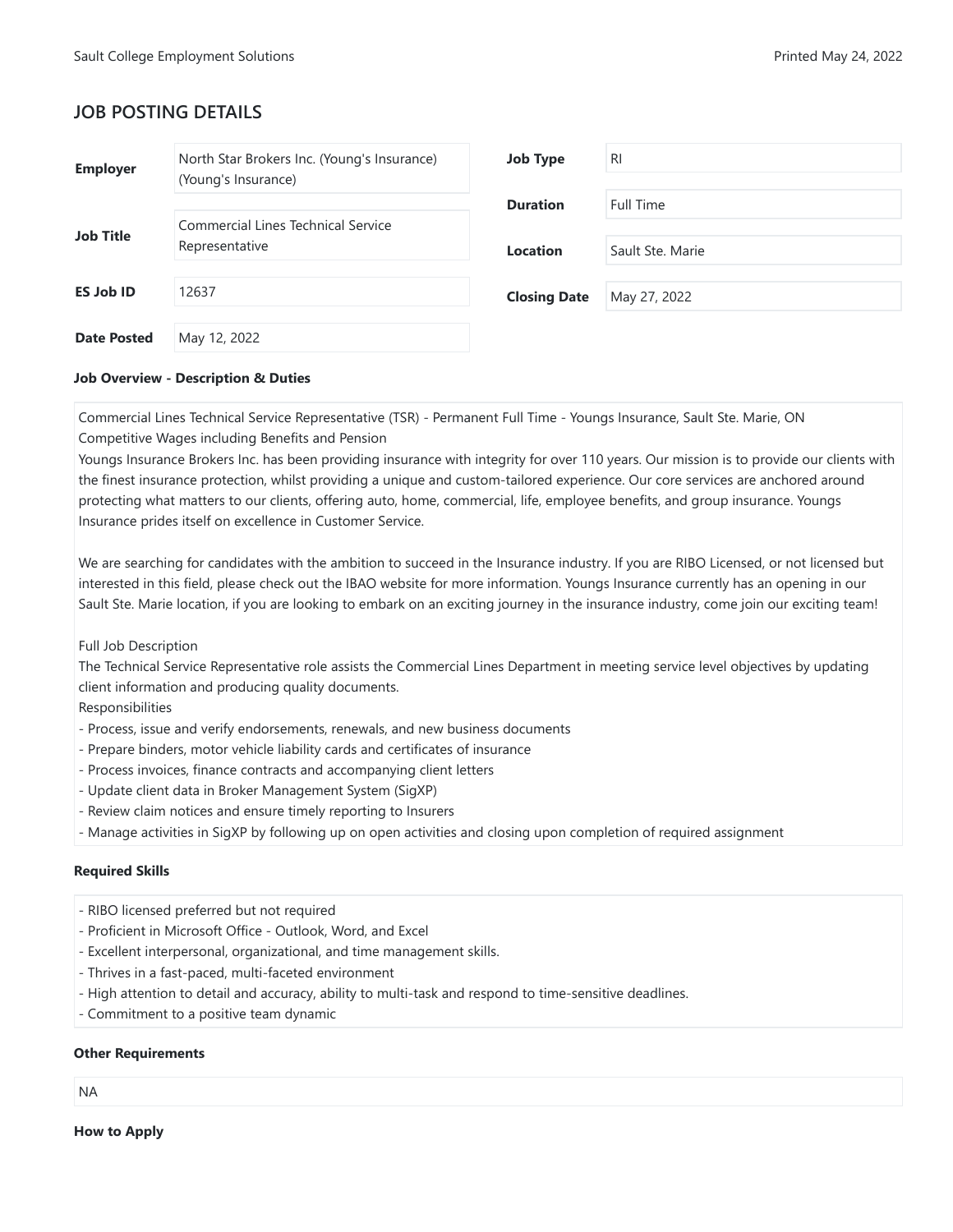## JOB POSTING DETAILS

| | | | |
|---|---|---|---|
| **Employer** | North Star Brokers Inc. (Young's Insurance) (Young's Insurance) | **Job Type** | RI |
| **Job Title** | Commercial Lines Technical Service Representative | **Duration** | Full Time |
| **ES Job ID** | 12637 | **Location** | Sault Ste. Marie |
| **Date Posted** | May 12, 2022 | **Closing Date** | May 27, 2022 |

**Job Overview - Description & Duties**

Commercial Lines Technical Service Representative (TSR) - Permanent Full Time - Youngs Insurance, Sault Ste. Marie, ON
Competitive Wages including Benefits and Pension
Youngs Insurance Brokers Inc. has been providing insurance with integrity for over 110 years. Our mission is to provide our clients with the finest insurance protection, whilst providing a unique and custom-tailored experience. Our core services are anchored around protecting what matters to our clients, offering auto, home, commercial, life, employee benefits, and group insurance. Youngs Insurance prides itself on excellence in Customer Service.

We are searching for candidates with the ambition to succeed in the Insurance industry. If you are RIBO Licensed, or not licensed but interested in this field, please check out the IBAO website for more information. Youngs Insurance currently has an opening in our Sault Ste. Marie location, if you are looking to embark on an exciting journey in the insurance industry, come join our exciting team!

Full Job Description
The Technical Service Representative role assists the Commercial Lines Department in meeting service level objectives by updating client information and producing quality documents.
Responsibilities
- Process, issue and verify endorsements, renewals, and new business documents
- Prepare binders, motor vehicle liability cards and certificates of insurance
- Process invoices, finance contracts and accompanying client letters
- Update client data in Broker Management System (SigXP)
- Review claim notices and ensure timely reporting to Insurers
- Manage activities in SigXP by following up on open activities and closing upon completion of required assignment

**Required Skills**

- RIBO licensed preferred but not required
- Proficient in Microsoft Office - Outlook, Word, and Excel
- Excellent interpersonal, organizational, and time management skills.
- Thrives in a fast-paced, multi-faceted environment
- High attention to detail and accuracy, ability to multi-task and respond to time-sensitive deadlines.
- Commitment to a positive team dynamic

**Other Requirements**

NA

**How to Apply**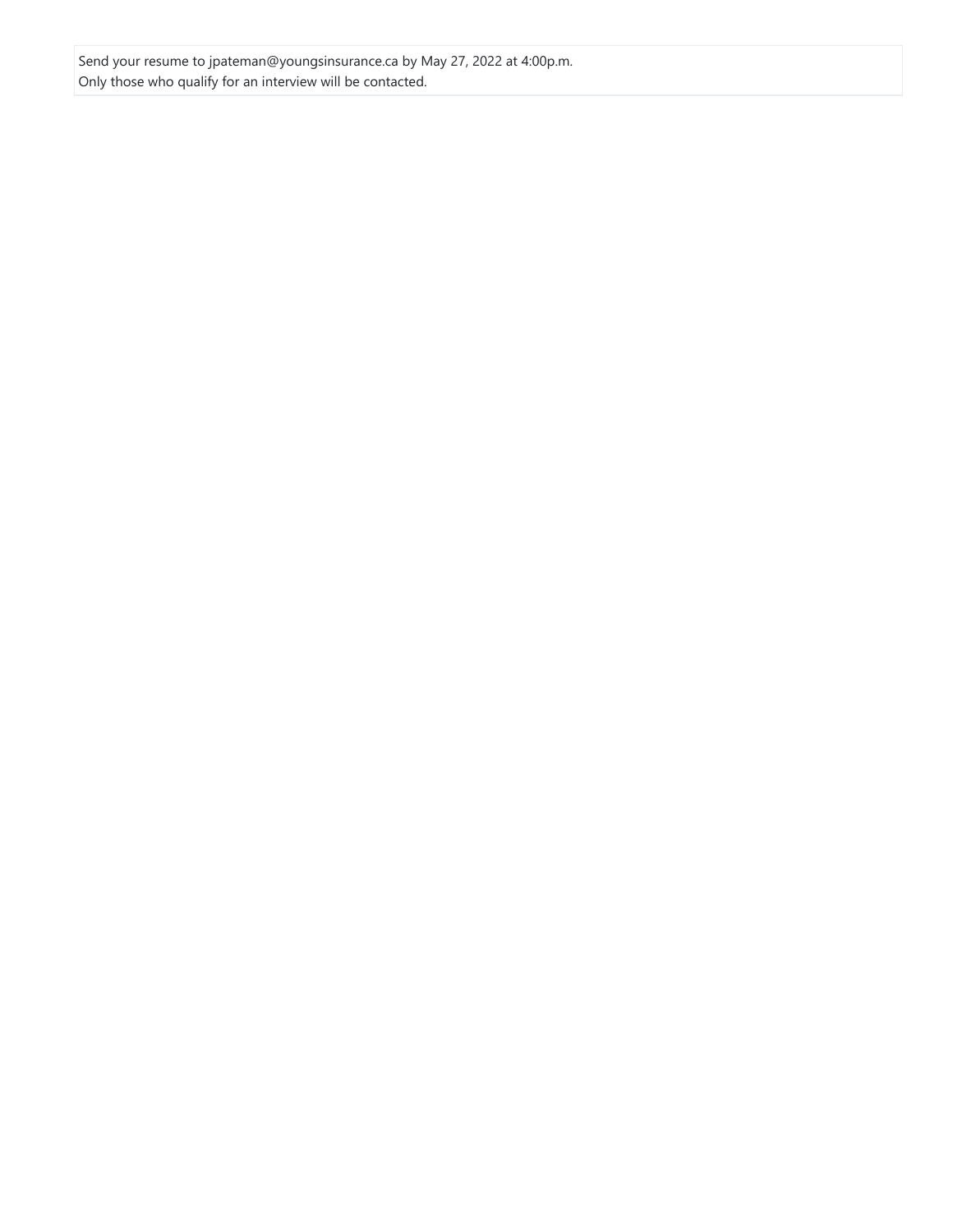Send your resume to jpateman@youngsinsurance.ca by May 27, 2022 at 4:00p.m.
Only those who qualify for an interview will be contacted.